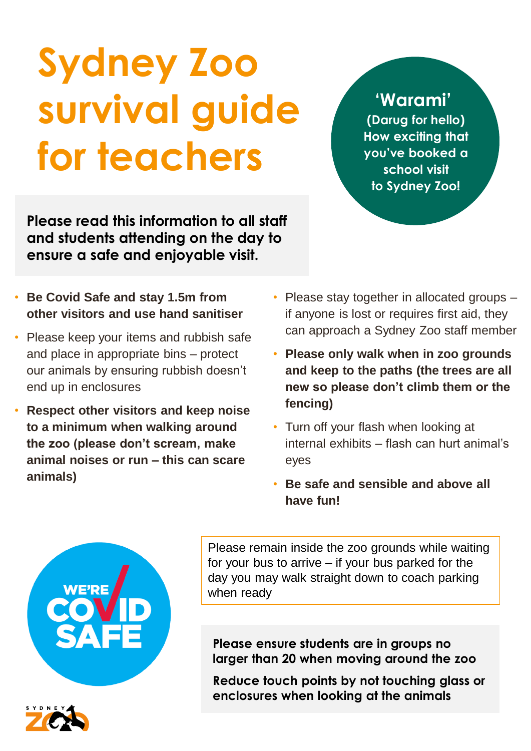# Sydney Zoo survival guide for teachers

**'Warami'**
**(Darug for hello)**
**How exciting that you've booked a school visit to Sydney Zoo!**

**Please read this information to all staff and students attending on the day to ensure a safe and enjoyable visit.**

- **Be Covid Safe and stay 1.5m from other visitors and use hand sanitiser**
- Please keep your items and rubbish safe and place in appropriate bins – protect our animals by ensuring rubbish doesn't end up in enclosures
- **Respect other visitors and keep noise to a minimum when walking around the zoo (please don't scream, make animal noises or run – this can scare animals)**
- Please stay together in allocated groups – if anyone is lost or requires first aid, they can approach a Sydney Zoo staff member
- **Please only walk when in zoo grounds and keep to the paths (the trees are all new so please don't climb them or the fencing)**
- Turn off your flash when looking at internal exhibits – flash can hurt animal's eyes
- **Be safe and sensible and above all have fun!**

WE'RE COVID SAFE

Please remain inside the zoo grounds while waiting for your bus to arrive – if your bus parked for the day you may walk straight down to coach parking when ready

**Please ensure students are in groups no larger than 20 when moving around the zoo**

**Reduce touch points by not touching glass or enclosures when looking at the animals**

SYDNEY ZOO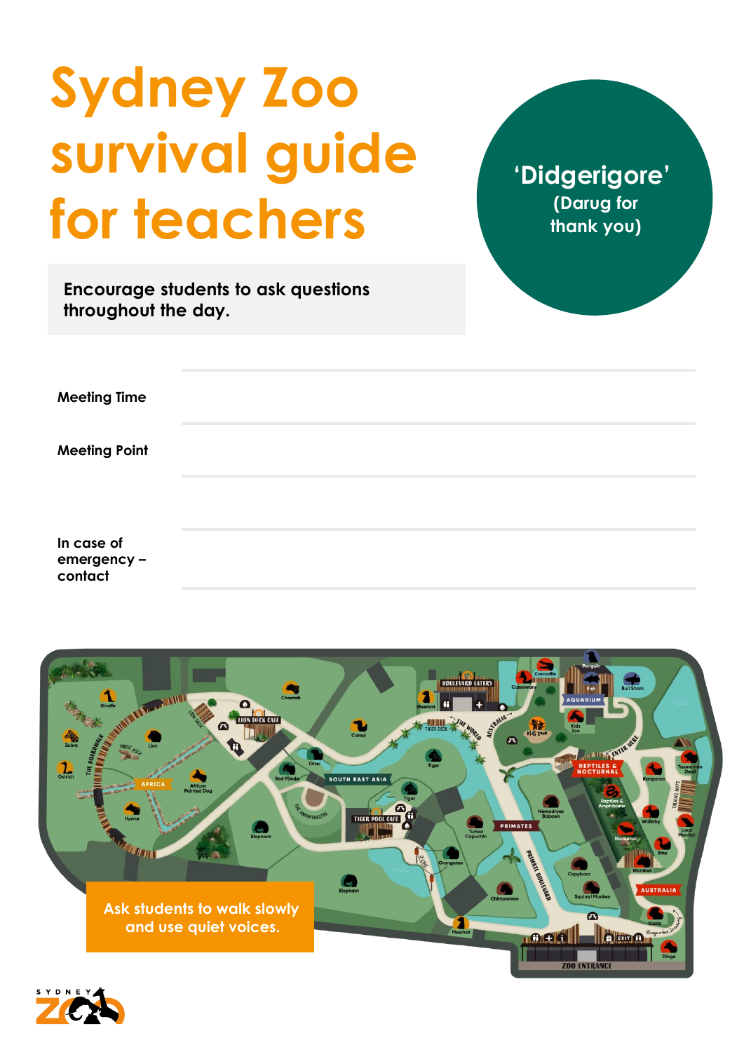# Sydney Zoo survival guide for teachers

**'Didgerigore'**
**(Darug for thank you)**

**Encourage students to ask questions throughout the day.**

| | |
|---|---|
| **Meeting Time** | |
| **Meeting Point** | |
| | |
| **In case of emergency – contact** | |

**Ask students to walk slowly and use quiet voices.**